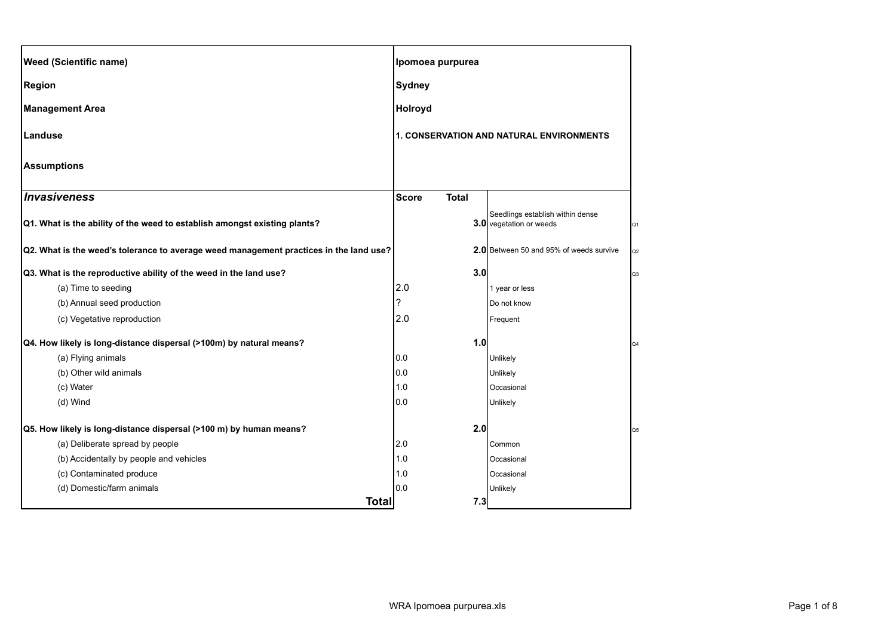| Weed (Scientific name) | Ipomoea purpurea | | |
|---|---|---|---|
| Region | Sydney | | |
| Management Area | Holroyd | | |
| Landuse | 1. CONSERVATION AND NATURAL ENVIRONMENTS | | |
| Assumptions | | | |

| *Invasiveness* | Score | Total | | |
|---|---|---|---|---|
| **Q1. What is the ability of the weed to establish amongst existing plants?** | | **3.0** | Seedlings establish within dense vegetation or weeds | Q1 |
| **Q2. What is the weed's tolerance to average weed management practices in the land use?** | | **2.0** | Between 50 and 95% of weeds survive | Q2 |
| **Q3. What is the reproductive ability of the weed in the land use?** | | **3.0** | | Q3 |
| (a) Time to seeding | 2.0 | | 1 year or less | |
| (b) Annual seed production | ? | | Do not know | |
| (c) Vegetative reproduction | 2.0 | | Frequent | |
| **Q4. How likely is long-distance dispersal (>100m) by natural means?** | | **1.0** | | Q4 |
| (a) Flying animals | 0.0 | | Unlikely | |
| (b) Other wild animals | 0.0 | | Unlikely | |
| (c) Water | 1.0 | | Occasional | |
| (d) Wind | 0.0 | | Unlikely | |
| **Q5. How likely is long-distance dispersal (>100 m) by human means?** | | **2.0** | | Q5 |
| (a) Deliberate spread by people | 2.0 | | Common | |
| (b) Accidentally by people and vehicles | 1.0 | | Occasional | |
| (c) Contaminated produce | 1.0 | | Occasional | |
| (d) Domestic/farm animals | 0.0 | | Unlikely | |
| **Total** | | **7.3** | | |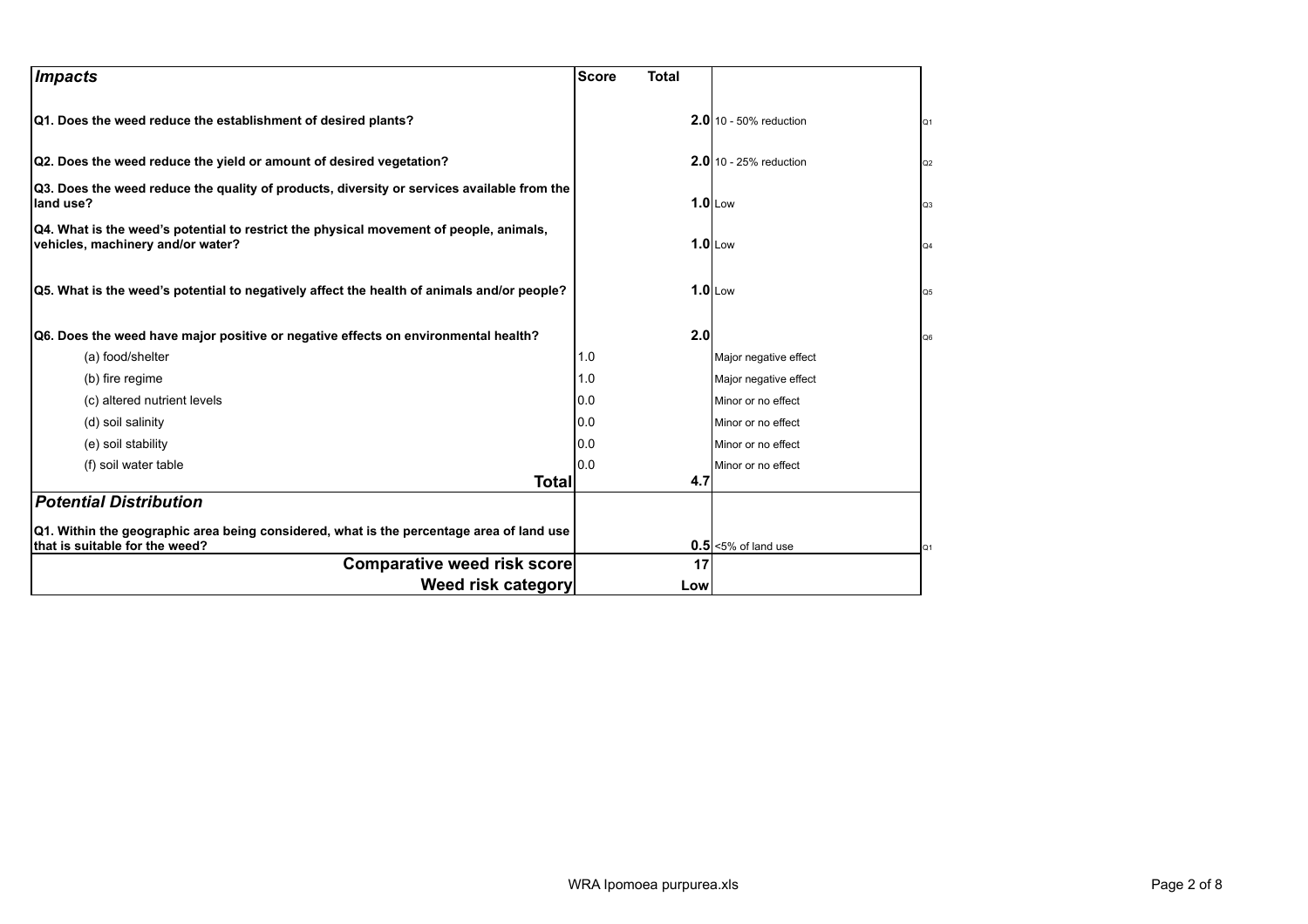| *Impacts* | Score | Total | | |
|---|---|---|---|---|
| **Q1. Does the weed reduce the establishment of desired plants?** | | **2.0** | 10 - 50% reduction | Q1 |
| **Q2. Does the weed reduce the yield or amount of desired vegetation?** | | **2.0** | 10 - 25% reduction | Q2 |
| **Q3. Does the weed reduce the quality of products, diversity or services available from the land use?** | | **1.0** | Low | Q3 |
| **Q4. What is the weed's potential to restrict the physical movement of people, animals, vehicles, machinery and/or water?** | | **1.0** | Low | Q4 |
| **Q5. What is the weed's potential to negatively affect the health of animals and/or people?** | | **1.0** | Low | Q5 |
| **Q6. Does the weed have major positive or negative effects on environmental health?** | | **2.0** | | Q6 |
| (a) food/shelter | 1.0 | | Major negative effect | |
| (b) fire regime | 1.0 | | Major negative effect | |
| (c) altered nutrient levels | 0.0 | | Minor or no effect | |
| (d) soil salinity | 0.0 | | Minor or no effect | |
| (e) soil stability | 0.0 | | Minor or no effect | |
| (f) soil water table | 0.0 | | Minor or no effect | |
| **Total** | | **4.7** | | |
| ***Potential Distribution*** | | | | |
| **Q1. Within the geographic area being considered, what is the percentage area of land use that is suitable for the weed?** | | **0.5** | <5% of land use | Q1 |
| **Comparative weed risk score** | | **17** | | |
| **Weed risk category** | | **Low** | | |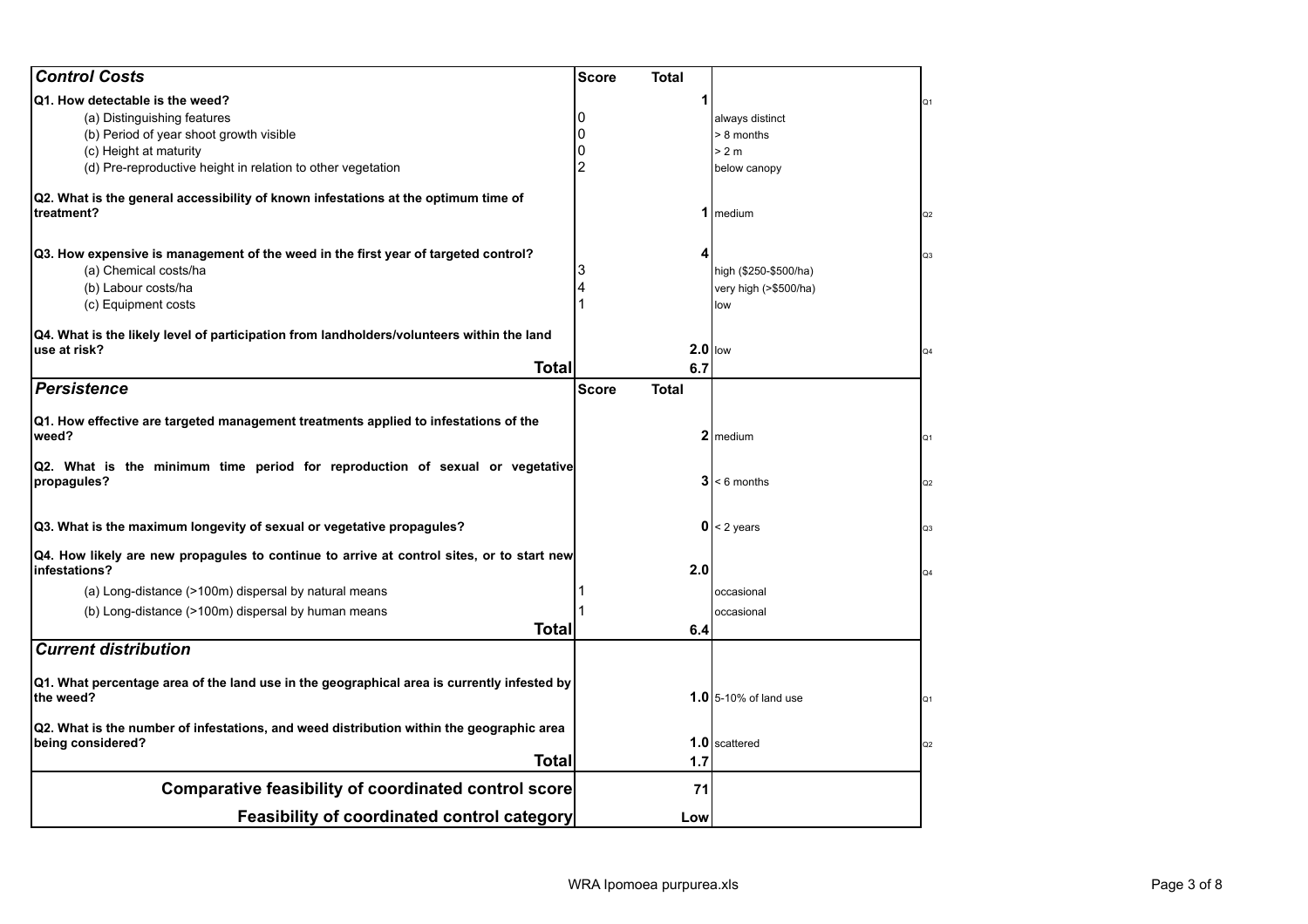| **Control Costs** | **Score** | **Total** | | |
|---|---|---|---|---|
| **Q1. How detectable is the weed?** | | **1** | | Q1 |
| (a) Distinguishing features | 0 | | always distinct | |
| (b) Period of year shoot growth visible | 0 | | > 8 months | |
| (c) Height at maturity | 0 | | > 2 m | |
| (d) Pre-reproductive height in relation to other vegetation | 2 | | below canopy | |
| **Q2. What is the general accessibility of known infestations at the optimum time of treatment?** | | **1** | medium | Q2 |
| **Q3. How expensive is management of the weed in the first year of targeted control?** | | **4** | | Q3 |
| (a) Chemical costs/ha | 3 | | high ($250-$500/ha) | |
| (b) Labour costs/ha | 4 | | very high (>$500/ha) | |
| (c) Equipment costs | 1 | | low | |
| **Q4. What is the likely level of participation from landholders/volunteers within the land use at risk?** | | **2.0** | low | Q4 |
| **Total** | | **6.7** | | |
| ***Persistence*** | **Score** | **Total** | | |
| **Q1. How effective are targeted management treatments applied to infestations of the weed?** | | **2** | medium | Q1 |
| **Q2. What is the minimum time period for reproduction of sexual or vegetative propagules?** | | **3** | < 6 months | Q2 |
| **Q3. What is the maximum longevity of sexual or vegetative propagules?** | | **0** | < 2 years | Q3 |
| **Q4. How likely are new propagules to continue to arrive at control sites, or to start new infestations?** | | **2.0** | | Q4 |
| (a) Long-distance (>100m) dispersal by natural means | 1 | | occasional | |
| (b) Long-distance (>100m) dispersal by human means | 1 | | occasional | |
| **Total** | | **6.4** | | |
| ***Current distribution*** | | | | |
| **Q1. What percentage area of the land use in the geographical area is currently infested by the weed?** | | **1.0** | 5-10% of land use | Q1 |
| **Q2. What is the number of infestations, and weed distribution within the geographic area being considered?** | | **1.0** | scattered | Q2 |
| **Total** | | **1.7** | | |
| **Comparative feasibility of coordinated control score** | | **71** | | |
| **Feasibility of coordinated control category** | | **Low** | | |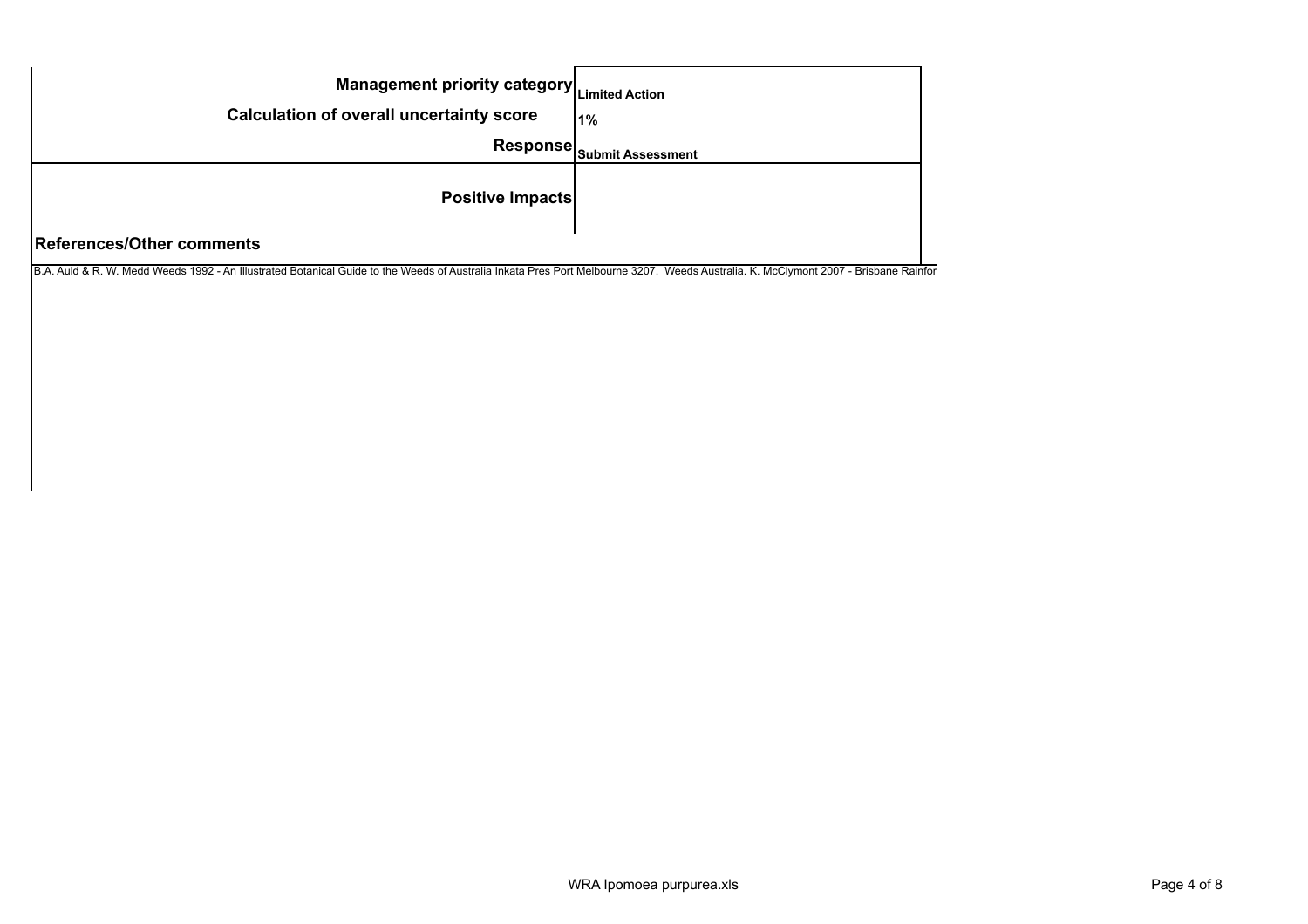| | |
|---|---|
| **Management priority category** | **Limited Action** |
| **Calculation of overall uncertainty score** | **1%** |
| **Response** | **Submit Assessment** |
| **Positive Impacts** | |

**References/Other comments**

B.A. Auld & R. W. Medd Weeds 1992 - An Illustrated Botanical Guide to the Weeds of Australia Inkata Pres Port Melbourne 3207. Weeds Australia. K. McClymont 2007 - Brisbane Rainfor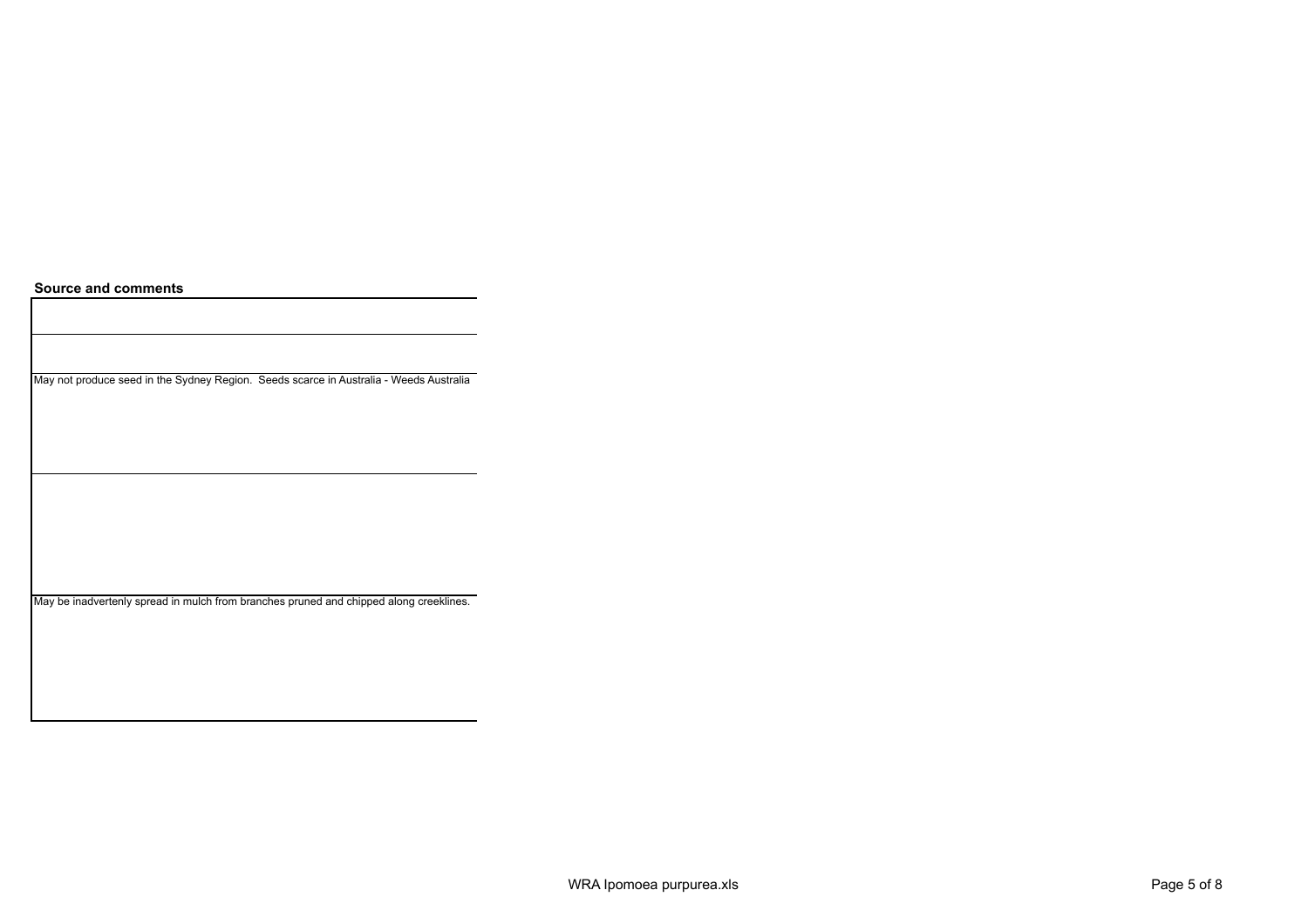**Source and comments**

| |
|---|
| |
| |
| May not produce seed in the Sydney Region.  Seeds scarce in Australia - Weeds Australia |
| |
| May be inadvertenly spread in mulch from branches pruned and chipped along creeklines. |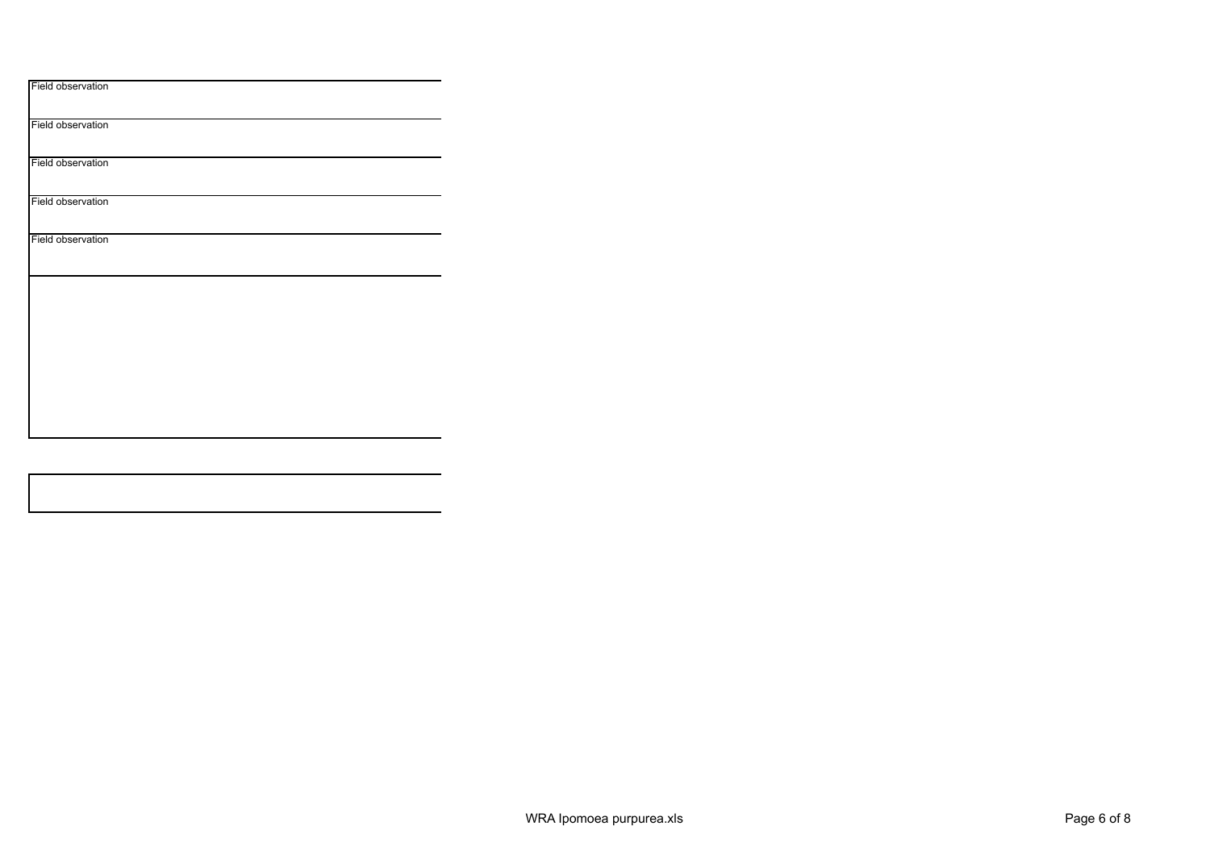Field observation

Field observation

Field observation

Field observation

Field observation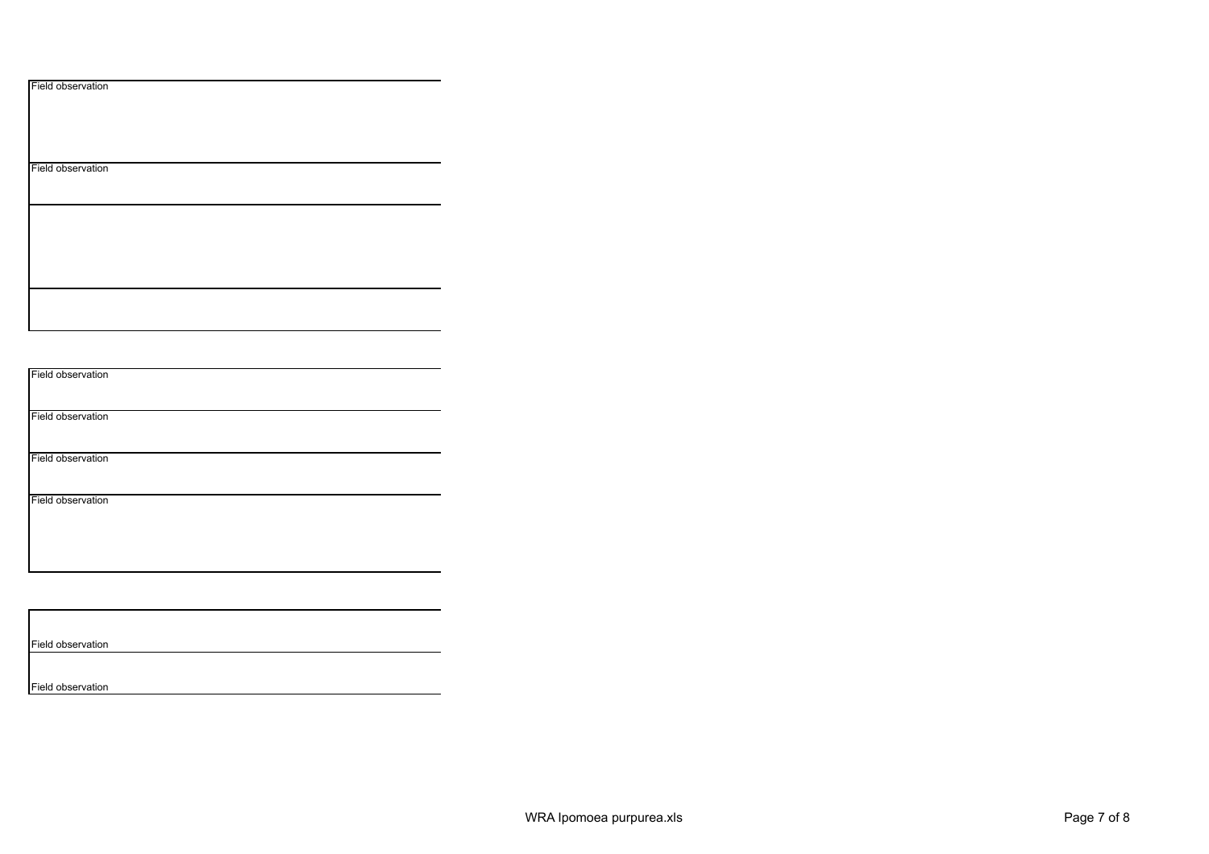Field observation

Field observation

Field observation

Field observation

Field observation

Field observation

Field observation

Field observation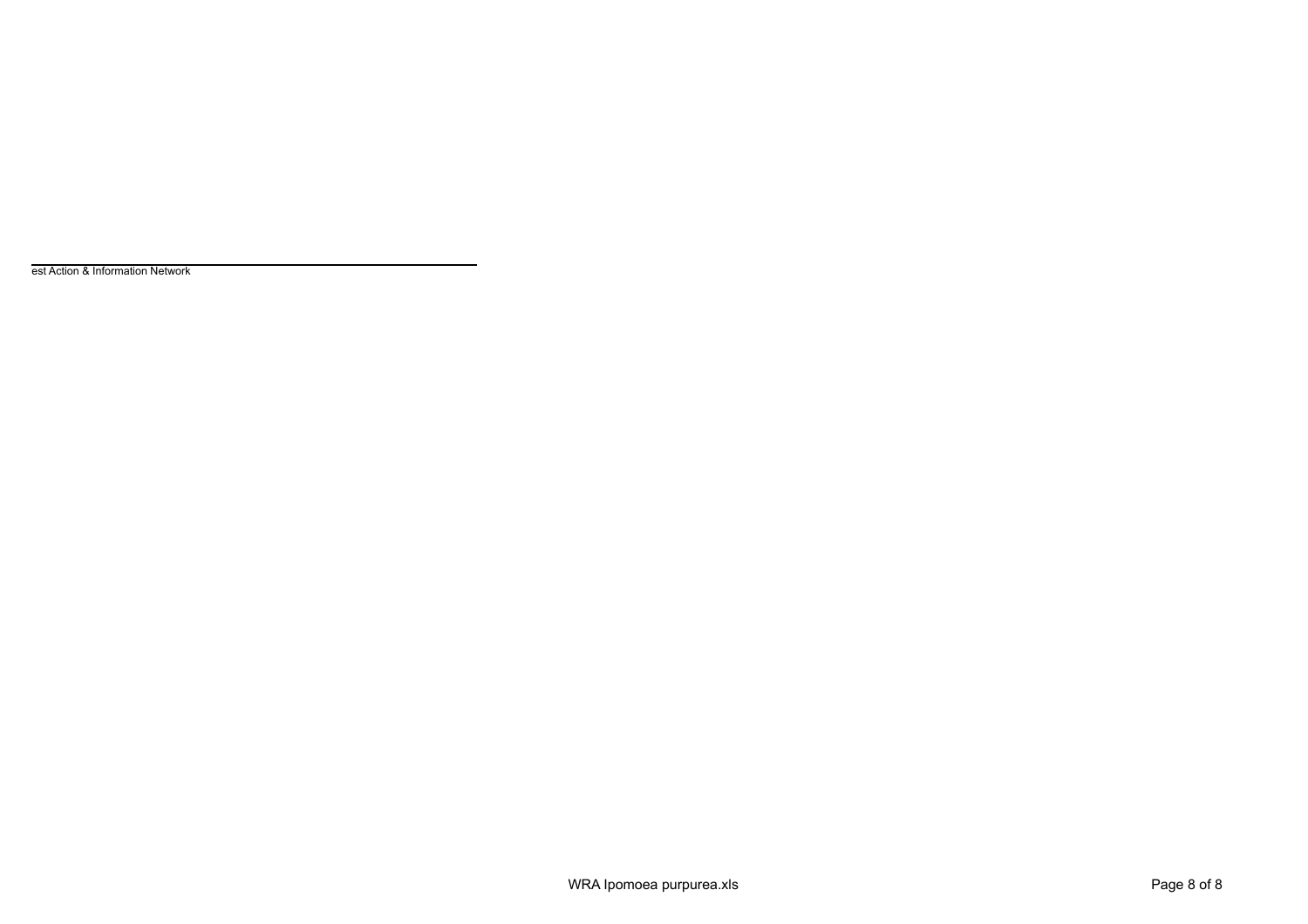est Action & Information Network